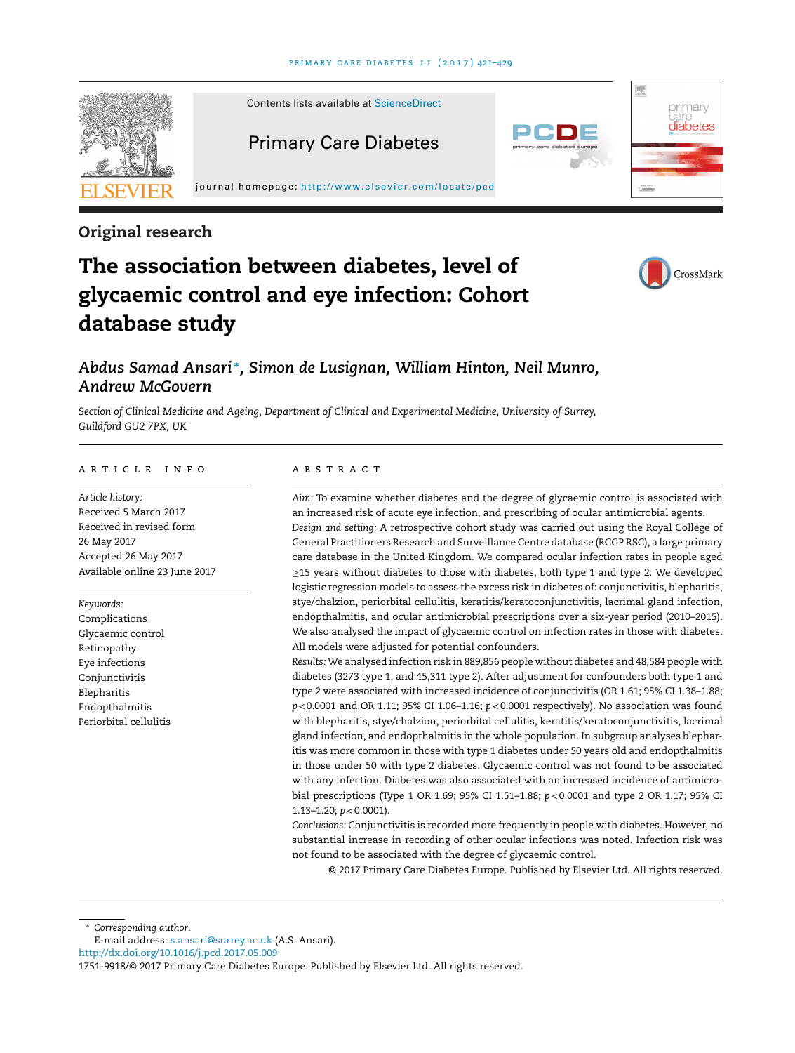Contents lists available at ScienceDirect

Primary Care Diabetes

journal homepage: http://www.elsevier.com/locate/pcd

Original research

# The association between diabetes, level of glycaemic control and eye infection: Cohort database study

*Abdus Samad Ansari*\*, *Simon de Lusignan, William Hinton, Neil Munro, Andrew McGovern*

*Section of Clinical Medicine and Ageing, Department of Clinical and Experimental Medicine, University of Surrey, Guildford GU2 7PX, UK*

## ARTICLE INFO

*Article history:*
Received 5 March 2017
Received in revised form 26 May 2017
Accepted 26 May 2017
Available online 23 June 2017

*Keywords:*
Complications
Glycaemic control
Retinopathy
Eye infections
Conjunctivitis
Blepharitis
Endopthalmitis
Periorbital cellulitis

## ABSTRACT

*Aim:* To examine whether diabetes and the degree of glycaemic control is associated with an increased risk of acute eye infection, and prescribing of ocular antimicrobial agents.

*Design and setting:* A retrospective cohort study was carried out using the Royal College of General Practitioners Research and Surveillance Centre database (RCGP RSC), a large primary care database in the United Kingdom. We compared ocular infection rates in people aged ≥15 years without diabetes to those with diabetes, both type 1 and type 2. We developed logistic regression models to assess the excess risk in diabetes of: conjunctivitis, blepharitis, stye/chalzion, periorbital cellulitis, keratitis/keratoconjunctivitis, lacrimal gland infection, endopthalmitis, and ocular antimicrobial prescriptions over a six-year period (2010–2015). We also analysed the impact of glycaemic control on infection rates in those with diabetes. All models were adjusted for potential confounders.

*Results:* We analysed infection risk in 889,856 people without diabetes and 48,584 people with diabetes (3273 type 1, and 45,311 type 2). After adjustment for confounders both type 1 and type 2 were associated with increased incidence of conjunctivitis (OR 1.61; 95% CI 1.38–1.88; $p < 0.0001$ and OR 1.11; 95% CI 1.06–1.16; $p < 0.0001$ respectively). No association was found with blepharitis, stye/chalzion, periorbital cellulitis, keratitis/keratoconjunctivitis, lacrimal gland infection, and endopthalmitis in the whole population. In subgroup analyses blepharitis was more common in those with type 1 diabetes under 50 years old and endopthalmitis in those under 50 with type 2 diabetes. Glycaemic control was not found to be associated with any infection. Diabetes was also associated with an increased incidence of antimicrobial prescriptions (Type 1 OR 1.69; 95% CI 1.51–1.88; $p < 0.0001$ and type 2 OR 1.17; 95% CI 1.13–1.20; $p < 0.0001$).

*Conclusions:* Conjunctivitis is recorded more frequently in people with diabetes. However, no substantial increase in recording of other ocular infections was noted. Infection risk was not found to be associated with the degree of glycaemic control.

© 2017 Primary Care Diabetes Europe. Published by Elsevier Ltd. All rights reserved.

\* *Corresponding author.*
E-mail address: s.ansari@surrey.ac.uk (A.S. Ansari).
http://dx.doi.org/10.1016/j.pcd.2017.05.009
1751-9918/© 2017 Primary Care Diabetes Europe. Published by Elsevier Ltd. All rights reserved.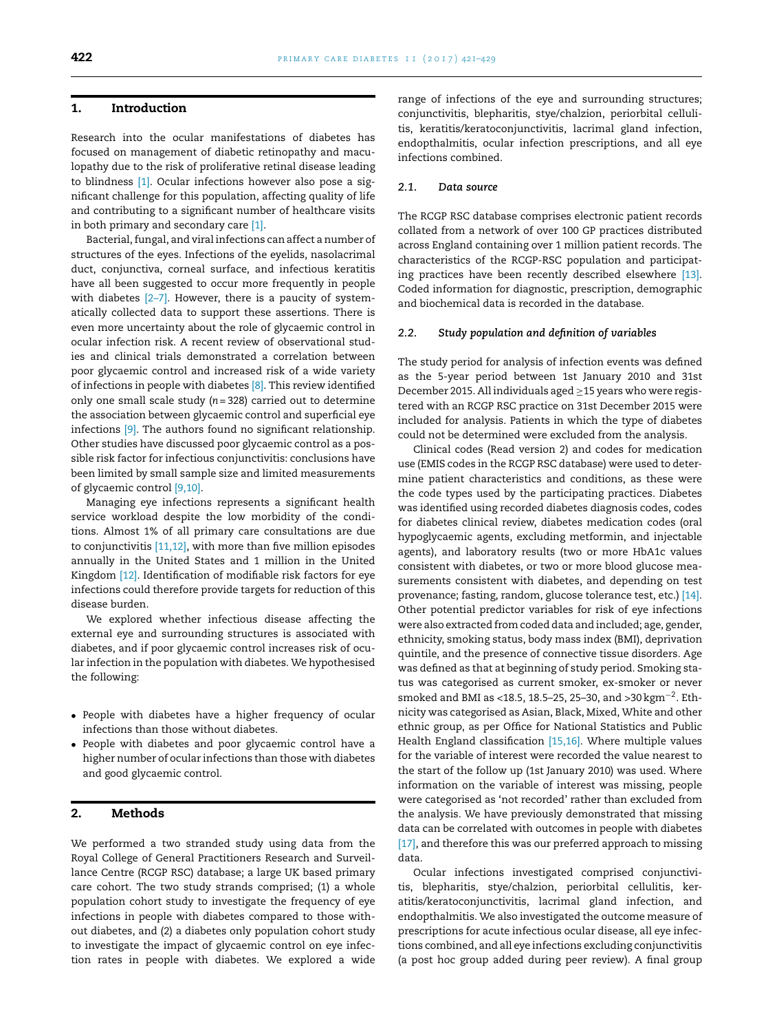## 1. Introduction

Research into the ocular manifestations of diabetes has focused on management of diabetic retinopathy and maculopathy due to the risk of proliferative retinal disease leading to blindness [1]. Ocular infections however also pose a significant challenge for this population, affecting quality of life and contributing to a significant number of healthcare visits in both primary and secondary care [1].

Bacterial, fungal, and viral infections can affect a number of structures of the eyes. Infections of the eyelids, nasolacrimal duct, conjunctiva, corneal surface, and infectious keratitis have all been suggested to occur more frequently in people with diabetes [2–7]. However, there is a paucity of systematically collected data to support these assertions. There is even more uncertainty about the role of glycaemic control in ocular infection risk. A recent review of observational studies and clinical trials demonstrated a correlation between poor glycaemic control and increased risk of a wide variety of infections in people with diabetes [8]. This review identified only one small scale study ($n = 328$) carried out to determine the association between glycaemic control and superficial eye infections [9]. The authors found no significant relationship. Other studies have discussed poor glycaemic control as a possible risk factor for infectious conjunctivitis: conclusions have been limited by small sample size and limited measurements of glycaemic control [9,10].

Managing eye infections represents a significant health service workload despite the low morbidity of the conditions. Almost 1% of all primary care consultations are due to conjunctivitis [11,12], with more than five million episodes annually in the United States and 1 million in the United Kingdom [12]. Identification of modifiable risk factors for eye infections could therefore provide targets for reduction of this disease burden.

We explored whether infectious disease affecting the external eye and surrounding structures is associated with diabetes, and if poor glycaemic control increases risk of ocular infection in the population with diabetes. We hypothesised the following:

- People with diabetes have a higher frequency of ocular infections than those without diabetes.
- People with diabetes and poor glycaemic control have a higher number of ocular infections than those with diabetes and good glycaemic control.

## 2. Methods

We performed a two stranded study using data from the Royal College of General Practitioners Research and Surveillance Centre (RCGP RSC) database; a large UK based primary care cohort. The two study strands comprised; (1) a whole population cohort study to investigate the frequency of eye infections in people with diabetes compared to those without diabetes, and (2) a diabetes only population cohort study to investigate the impact of glycaemic control on eye infection rates in people with diabetes. We explored a wide range of infections of the eye and surrounding structures; conjunctivitis, blepharitis, stye/chalzion, periorbital cellulitis, keratitis/keratoconjunctivitis, lacrimal gland infection, endopthalmitis, ocular infection prescriptions, and all eye infections combined.

### 2.1. Data source

The RCGP RSC database comprises electronic patient records collated from a network of over 100 GP practices distributed across England containing over 1 million patient records. The characteristics of the RCGP-RSC population and participating practices have been recently described elsewhere [13]. Coded information for diagnostic, prescription, demographic and biochemical data is recorded in the database.

### 2.2. Study population and definition of variables

The study period for analysis of infection events was defined as the 5-year period between 1st January 2010 and 31st December 2015. All individuals aged ≥15 years who were registered with an RCGP RSC practice on 31st December 2015 were included for analysis. Patients in which the type of diabetes could not be determined were excluded from the analysis.

Clinical codes (Read version 2) and codes for medication use (EMIS codes in the RCGP RSC database) were used to determine patient characteristics and conditions, as these were the code types used by the participating practices. Diabetes was identified using recorded diabetes diagnosis codes, codes for diabetes clinical review, diabetes medication codes (oral hypoglycaemic agents, excluding metformin, and injectable agents), and laboratory results (two or more HbA1c values consistent with diabetes, or two or more blood glucose measurements consistent with diabetes, and depending on test provenance; fasting, random, glucose tolerance test, etc.) [14]. Other potential predictor variables for risk of eye infections were also extracted from coded data and included; age, gender, ethnicity, smoking status, body mass index (BMI), deprivation quintile, and the presence of connective tissue disorders. Age was defined as that at beginning of study period. Smoking status was categorised as current smoker, ex-smoker or never smoked and BMI as <18.5, 18.5–25, 25–30, and >30 $\text{kg m}^{-2}$. Ethnicity was categorised as Asian, Black, Mixed, White and other ethnic group, as per Office for National Statistics and Public Health England classification [15,16]. Where multiple values for the variable of interest were recorded the value nearest to the start of the follow up (1st January 2010) was used. Where information on the variable of interest was missing, people were categorised as 'not recorded' rather than excluded from the analysis. We have previously demonstrated that missing data can be correlated with outcomes in people with diabetes [17], and therefore this was our preferred approach to missing data.

Ocular infections investigated comprised conjunctivitis, blepharitis, stye/chalzion, periorbital cellulitis, keratitis/keratoconjunctivitis, lacrimal gland infection, and endopthalmitis. We also investigated the outcome measure of prescriptions for acute infectious ocular disease, all eye infections combined, and all eye infections excluding conjunctivitis (a post hoc group added during peer review). A final group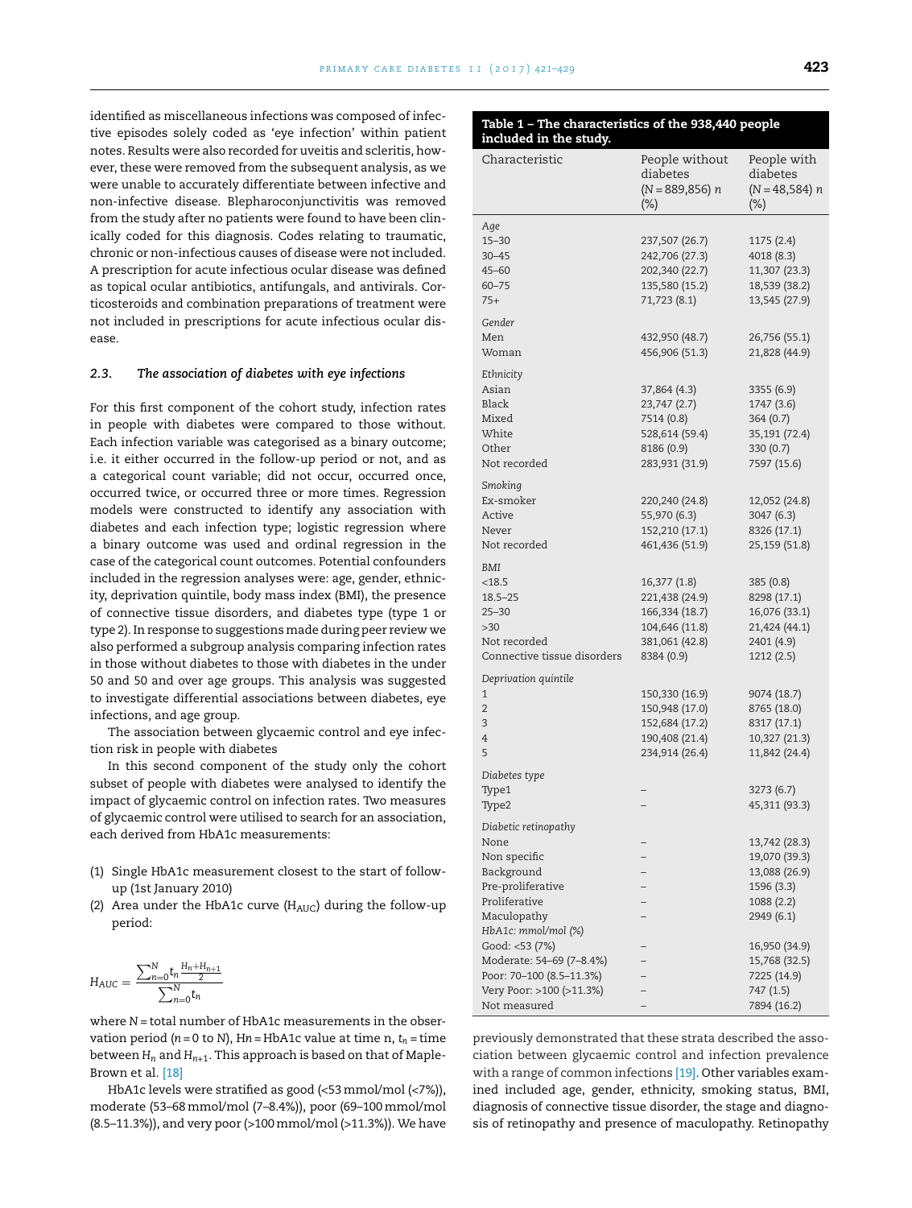identified as miscellaneous infections was composed of infective episodes solely coded as 'eye infection' within patient notes. Results were also recorded for uveitis and scleritis, however, these were removed from the subsequent analysis, as we were unable to accurately differentiate between infective and non-infective disease. Blepharoconjunctivitis was removed from the study after no patients were found to have been clinically coded for this diagnosis. Codes relating to traumatic, chronic or non-infectious causes of disease were not included. A prescription for acute infectious ocular disease was defined as topical ocular antibiotics, antifungals, and antivirals. Corticosteroids and combination preparations of treatment were not included in prescriptions for acute infectious ocular disease.

### 2.3. *The association of diabetes with eye infections*

For this first component of the cohort study, infection rates in people with diabetes were compared to those without. Each infection variable was categorised as a binary outcome; i.e. it either occurred in the follow-up period or not, and as a categorical count variable; did not occur, occurred once, occurred twice, or occurred three or more times. Regression models were constructed to identify any association with diabetes and each infection type; logistic regression where a binary outcome was used and ordinal regression in the case of the categorical count outcomes. Potential confounders included in the regression analyses were: age, gender, ethnicity, deprivation quintile, body mass index (BMI), the presence of connective tissue disorders, and diabetes type (type 1 or type 2). In response to suggestions made during peer review we also performed a subgroup analysis comparing infection rates in those without diabetes to those with diabetes in the under 50 and 50 and over age groups. This analysis was suggested to investigate differential associations between diabetes, eye infections, and age group.

The association between glycaemic control and eye infection risk in people with diabetes

In this second component of the study only the cohort subset of people with diabetes were analysed to identify the impact of glycaemic control on infection rates. Two measures of glycaemic control were utilised to search for an association, each derived from HbA1c measurements:

(1) Single HbA1c measurement closest to the start of follow-up (1st January 2010)
(2) Area under the HbA1c curve ($H_{AUC}$) during the follow-up period:

$$H_{AUC} = \frac{\sum_{n=0}^{N} t_n \frac{H_n + H_{n+1}}{2}}{\sum_{n=0}^{N} t_n}$$

where $N$ = total number of HbA1c measurements in the observation period ($n = 0$ to $N$), $Hn$ = HbA1c value at time n, $t_n$ = time between $H_n$ and $H_{n+1}$. This approach is based on that of Maple-Brown et al. [18]

HbA1c levels were stratified as good (<53 mmol/mol (<7%)), moderate (53–68 mmol/mol (7–8.4%)), poor (69–100 mmol/mol (8.5–11.3%)), and very poor (>100 mmol/mol (>11.3%)). We have previously demonstrated that these strata described the association between glycaemic control and infection prevalence with a range of common infections [19]. Other variables examined included age, gender, ethnicity, smoking status, BMI, diagnosis of connective tissue disorder, the stage and diagnosis of retinopathy and presence of maculopathy. Retinopathy

**Table 1 – The characteristics of the 938,440 people included in the study.**

| Characteristic | People without diabetes ($N$ = 889,856) $n$ (%) | People with diabetes ($N$ = 48,584) $n$ (%) |
|---|---|---|
| *Age* | | |
| 15–30 | 237,507 (26.7) | 1175 (2.4) |
| 30–45 | 242,706 (27.3) | 4018 (8.3) |
| 45–60 | 202,340 (22.7) | 11,307 (23.3) |
| 60–75 | 135,580 (15.2) | 18,539 (38.2) |
| 75+ | 71,723 (8.1) | 13,545 (27.9) |
| *Gender* | | |
| Men | 432,950 (48.7) | 26,756 (55.1) |
| Woman | 456,906 (51.3) | 21,828 (44.9) |
| *Ethnicity* | | |
| Asian | 37,864 (4.3) | 3355 (6.9) |
| Black | 23,747 (2.7) | 1747 (3.6) |
| Mixed | 7514 (0.8) | 364 (0.7) |
| White | 528,614 (59.4) | 35,191 (72.4) |
| Other | 8186 (0.9) | 330 (0.7) |
| Not recorded | 283,931 (31.9) | 7597 (15.6) |
| *Smoking* | | |
| Ex-smoker | 220,240 (24.8) | 12,052 (24.8) |
| Active | 55,970 (6.3) | 3047 (6.3) |
| Never | 152,210 (17.1) | 8326 (17.1) |
| Not recorded | 461,436 (51.9) | 25,159 (51.8) |
| *BMI* | | |
| <18.5 | 16,377 (1.8) | 385 (0.8) |
| 18.5–25 | 221,438 (24.9) | 8298 (17.1) |
| 25–30 | 166,334 (18.7) | 16,076 (33.1) |
| >30 | 104,646 (11.8) | 21,424 (44.1) |
| Not recorded | 381,061 (42.8) | 2401 (4.9) |
| Connective tissue disorders | 8384 (0.9) | 1212 (2.5) |
| *Deprivation quintile* | | |
| 1 | 150,330 (16.9) | 9074 (18.7) |
| 2 | 150,948 (17.0) | 8765 (18.0) |
| 3 | 152,684 (17.2) | 8317 (17.1) |
| 4 | 190,408 (21.4) | 10,327 (21.3) |
| 5 | 234,914 (26.4) | 11,842 (24.4) |
| *Diabetes type* | | |
| Type1 | – | 3273 (6.7) |
| Type2 | – | 45,311 (93.3) |
| *Diabetic retinopathy* | | |
| None | – | 13,742 (28.3) |
| Non specific | – | 19,070 (39.3) |
| Background | – | 13,088 (26.9) |
| Pre-proliferative | – | 1596 (3.3) |
| Proliferative | – | 1088 (2.2) |
| Maculopathy | – | 2949 (6.1) |
| *HbA1c: mmol/mol (%)* | | |
| Good: <53 (7%) | – | 16,950 (34.9) |
| Moderate: 54–69 (7–8.4%) | – | 15,768 (32.5) |
| Poor: 70–100 (8.5–11.3%) | – | 7225 (14.9) |
| Very Poor: >100 (>11.3%) | – | 747 (1.5) |
| Not measured | – | 7894 (16.2) |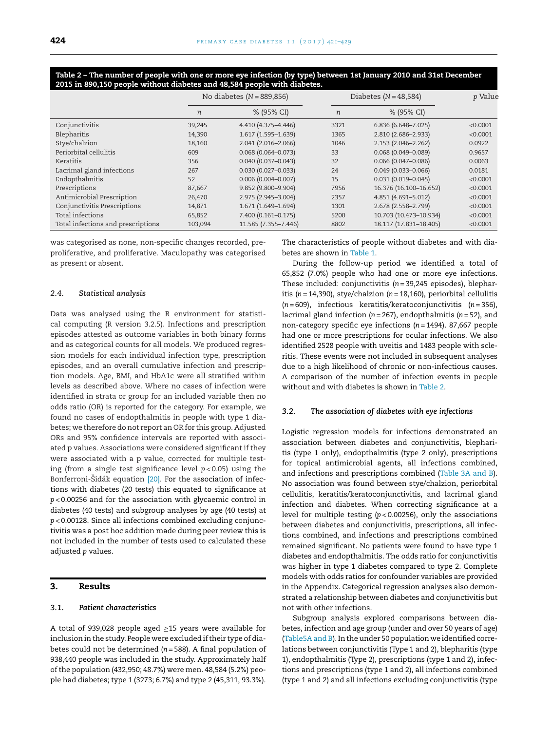**Table 2 – The number of people with one or more eye infection (by type) between 1st January 2010 and 31st December 2015 in 890,150 people without diabetes and 48,584 people with diabetes.**

| | No diabetes (N = 889,856) | | Diabetes (N = 48,584) | | p Value |
|---|---|---|---|---|---|
| | n | % (95% CI) | n | % (95% CI) | |
| Conjunctivitis | 39,245 | 4.410 (4.375–4.446) | 3321 | 6.836 (6.648–7.025) | <0.0001 |
| Blepharitis | 14,390 | 1.617 (1.595–1.639) | 1365 | 2.810 (2.686–2.933) | <0.0001 |
| Stye/chalzion | 18,160 | 2.041 (2.016–2.066) | 1046 | 2.153 (2.046–2.262) | 0.0922 |
| Periorbital cellulitis | 609 | 0.068 (0.064–0.073) | 33 | 0.068 (0.049–0.089) | 0.9657 |
| Keratitis | 356 | 0.040 (0.037–0.043) | 32 | 0.066 (0.047–0.086) | 0.0063 |
| Lacrimal gland infections | 267 | 0.030 (0.027–0.033) | 24 | 0.049 (0.033–0.066) | 0.0181 |
| Endopthalmitis | 52 | 0.006 (0.004–0.007) | 15 | 0.031 (0.019–0.045) | <0.0001 |
| Prescriptions | 87,667 | 9.852 (9.800–9.904) | 7956 | 16.376 (16.100–16.652) | <0.0001 |
| Antimicrobial Prescription | 26,470 | 2.975 (2.945–3.004) | 2357 | 4.851 (4.691–5.012) | <0.0001 |
| Conjunctivitis Prescriptions | 14,871 | 1.671 (1.649–1.694) | 1301 | 2.678 (2.558–2.799) | <0.0001 |
| Total infections | 65,852 | 7.400 (0.161–0.175) | 5200 | 10.703 (10.473–10.934) | <0.0001 |
| Total infections and prescriptions | 103,094 | 11.585 (7.355–7.446) | 8802 | 18.117 (17.831–18.405) | <0.0001 |

was categorised as none, non-specific changes recorded, pre-proliferative, and proliferative. Maculopathy was categorised as present or absent.

### 2.4. Statistical analysis

Data was analysed using the R environment for statistical computing (R version 3.2.5). Infections and prescription episodes attested as outcome variables in both binary forms and as categorical counts for all models. We produced regression models for each individual infection type, prescription episodes, and an overall cumulative infection and prescription models. Age, BMI, and HbA1c were all stratified within levels as described above. Where no cases of infection were identified in strata or group for an included variable then no odds ratio (OR) is reported for the category. For example, we found no cases of endopthalmitis in people with type 1 diabetes; we therefore do not report an OR for this group. Adjusted ORs and 95% confidence intervals are reported with associated p values. Associations were considered significant if they were associated with a p value, corrected for multiple testing (from a single test significance level $p < 0.05$) using the Bonferroni-Šidák equation [20]. For the association of infections with diabetes (20 tests) this equated to significance at $p < 0.00256$ and for the association with glycaemic control in diabetes (40 tests) and subgroup analyses by age (40 tests) at $p < 0.00128$. Since all infections combined excluding conjunctivitis was a post hoc addition made during peer review this is not included in the number of tests used to calculated these adjusted p values.

## 3. Results

### 3.1. Patient characteristics

A total of 939,028 people aged ≥15 years were available for inclusion in the study. People were excluded if their type of diabetes could not be determined (n = 588). A final population of 938,440 people was included in the study. Approximately half of the population (432,950; 48.7%) were men. 48,584 (5.2%) people had diabetes; type 1 (3273; 6.7%) and type 2 (45,311, 93.3%). The characteristics of people without diabetes and with diabetes are shown in Table 1.

During the follow-up period we identified a total of 65,852 (7.0%) people who had one or more eye infections. These included: conjunctivitis (n = 39,245 episodes), blepharitis (n = 14,390), stye/chalzion (n = 18,160), periorbital cellulitis (n = 609), infectious keratitis/keratoconjunctivitis (n = 356), lacrimal gland infection (n = 267), endopthalmitis (n = 52), and non-category specific eye infections (n = 1494). 87,667 people had one or more prescriptions for ocular infections. We also identified 2528 people with uveitis and 1483 people with scleritis. These events were not included in subsequent analyses due to a high likelihood of chronic or non-infectious causes. A comparison of the number of infection events in people without and with diabetes is shown in Table 2.

### 3.2. The association of diabetes with eye infections

Logistic regression models for infections demonstrated an association between diabetes and conjunctivitis, blepharitis (type 1 only), endopthalmitis (type 2 only), prescriptions for topical antimicrobial agents, all infections combined, and infections and prescriptions combined (Table 3A and B). No association was found between stye/chalzion, periorbital cellulitis, keratitis/keratoconjunctivitis, and lacrimal gland infection and diabetes. When correcting significance at a level for multiple testing ($p < 0.00256$), only the associations between diabetes and conjunctivitis, prescriptions, all infections combined, and infections and prescriptions combined remained significant. No patients were found to have type 1 diabetes and endopthalmitis. The odds ratio for conjunctivitis was higher in type 1 diabetes compared to type 2. Complete models with odds ratios for confounder variables are provided in the Appendix. Categorical regression analyses also demonstrated a relationship between diabetes and conjunctivitis but not with other infections.

Subgroup analysis explored comparisons between diabetes, infection and age group (under and over 50 years of age) (Table5A and B). In the under 50 population we identified correlations between conjunctivitis (Type 1 and 2), blepharitis (type 1), endopthalmitis (Type 2), prescriptions (type 1 and 2), infections and prescriptions (type 1 and 2), all infections combined (type 1 and 2) and all infections excluding conjunctivitis (type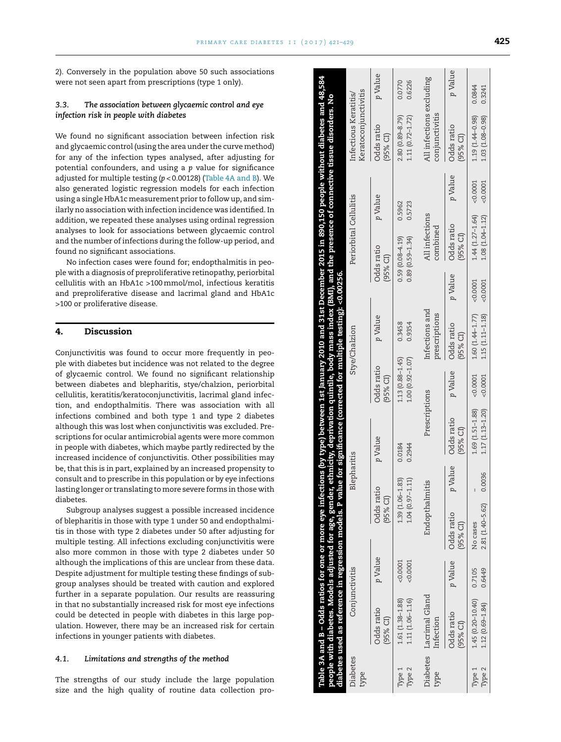2). Conversely in the population above 50 such associations were not seen apart from prescriptions (type 1 only).

### 3.3. *The association between glycaemic control and eye infection risk in people with diabetes*

We found no significant association between infection risk and glycaemic control (using the area under the curve method) for any of the infection types analysed, after adjusting for potential confounders, and using a *p* value for significance adjusted for multiple testing ($p < 0.00128$) (Table 4A and B). We also generated logistic regression models for each infection using a single HbA1c measurement prior to follow up, and similarly no association with infection incidence was identified. In addition, we repeated these analyses using ordinal regression analyses to look for associations between glycaemic control and the number of infections during the follow-up period, and found no significant associations.

No infection cases were found for; endopthalmitis in people with a diagnosis of preproliferative retinopathy, periorbital cellulitis with an HbA1c >100 mmol/mol, infectious keratitis and preproliferative disease and lacrimal gland and HbA1c >100 or proliferative disease.

**Table 3A and B – Odds ratios for one or more eye infections (by type) between 1st January 2010 and 31st December 2015 in 890,150 people without diabetes and 48,584 people with diabetes. Models adjusted for age, gender, ethnicity, deprivation quintile, body mass index (BMI), and the presence of connective tissue disorders. No diabetes used as reference in regression models. P value for significance (corrected for multiple testing): <0.00256.**

| Diabetes type | Conjunctivitis | | Blepharitis | | Stye/Chalzion | | Periorbital Cellulitis | | Infectious Keratitis/ Keratoconjunctivitis | |
|---|---|---|---|---|---|---|---|---|---|---|
| | Odds ratio (95% CI) | *p* Value | Odds ratio (95% CI) | *p* Value | Odds ratio (95% CI) | *p* Value | Odds ratio (95% CI) | *p* Value | Odds ratio (95% CI) | *p* Value |
| Type 1 | 1.61 (1.38–1.88) | <0.0001 | 1.39 (1.06–1.83) | 0.0184 | 1.13 (0.88–1.45) | 0.3458 | 0.59 (0.08–4.19) | 0.5962 | 2.80 (0.89–8.79) | 0.0770 |
| Type 2 | 1.11 (1.06–1.16) | <0.0001 | 1.04 (0.97–1.11) | 0.2944 | 1.00 (0.92–1.07) | 0.9354 | 0.89 (0.59–1.34) | 0.5723 | 1.11 (0.72–1.72) | 0.6226 |

| Diabetes type | Lacrimal Gland Infection | | Endopthalmitis | | Prescriptions | | Infections and prescriptions | | All infections combined | | All infections excluding conjunctivitis | |
|---|---|---|---|---|---|---|---|---|---|---|---|---|
| | Odds ratio (95% CI) | *p* Value | Odds ratio (95% CI) | *p* Value | Odds ratio (95% CI) | *p* Value | Odds ratio (95% CI) | *p* Value | Odds ratio (95% CI) | *p* Value | Odds ratio (95% CI) | *p* Value |
| Type 1 | 1.45 (0.20–10.40) | 0.7105 | No cases | – | 1.69 (1.51–1.88) | <0.0001 | 1.60 (1.44–1.77) | <0.0001 | 1.44 (1.27–1.64) | <0.0001 | 1.19 (1.44–0.98) | 0.0844 |
| Type 2 | 1.12 (0.69–1.84) | 0.6449 | 2.81 (1.40–5.62) | 0.0036 | 1.17 (1.13–1.20) | <0.0001 | 1.15 (1.11–1.18) | <0.0001 | 1.08 (1.04–1.12) | <0.0001 | 1.03 (1.08–0.98) | 0.3241 |

## 4. Discussion

Conjunctivitis was found to occur more frequently in people with diabetes but incidence was not related to the degree of glycaemic control. We found no significant relationship between diabetes and blepharitis, stye/chalzion, periorbital cellulitis, keratitis/keratoconjunctivitis, lacrimal gland infection, and endopthalmitis. There was association with all infections combined and both type 1 and type 2 diabetes although this was lost when conjunctivitis was excluded. Prescriptions for ocular antimicrobial agents were more common in people with diabetes, which maybe partly redirected by the increased incidence of conjunctivitis. Other possibilities may be, that this is in part, explained by an increased propensity to consult and to prescribe in this population or by eye infections lasting longer or translating to more severe forms in those with diabetes.

Subgroup analyses suggest a possible increased incidence of blepharitis in those with type 1 under 50 and endopthalmitis in those with type 2 diabetes under 50 after adjusting for multiple testing. All infections excluding conjunctivitis were also more common in those with type 2 diabetes under 50 although the implications of this are unclear from these data. Despite adjustment for multiple testing these findings of subgroup analyses should be treated with caution and explored further in a separate population. Our results are reassuring in that no substantially increased risk for most eye infections could be detected in people with diabetes in this large population. However, there may be an increased risk for certain infections in younger patients with diabetes.

### 4.1. *Limitations and strengths of the method*

The strengths of our study include the large population size and the high quality of routine data collection pro-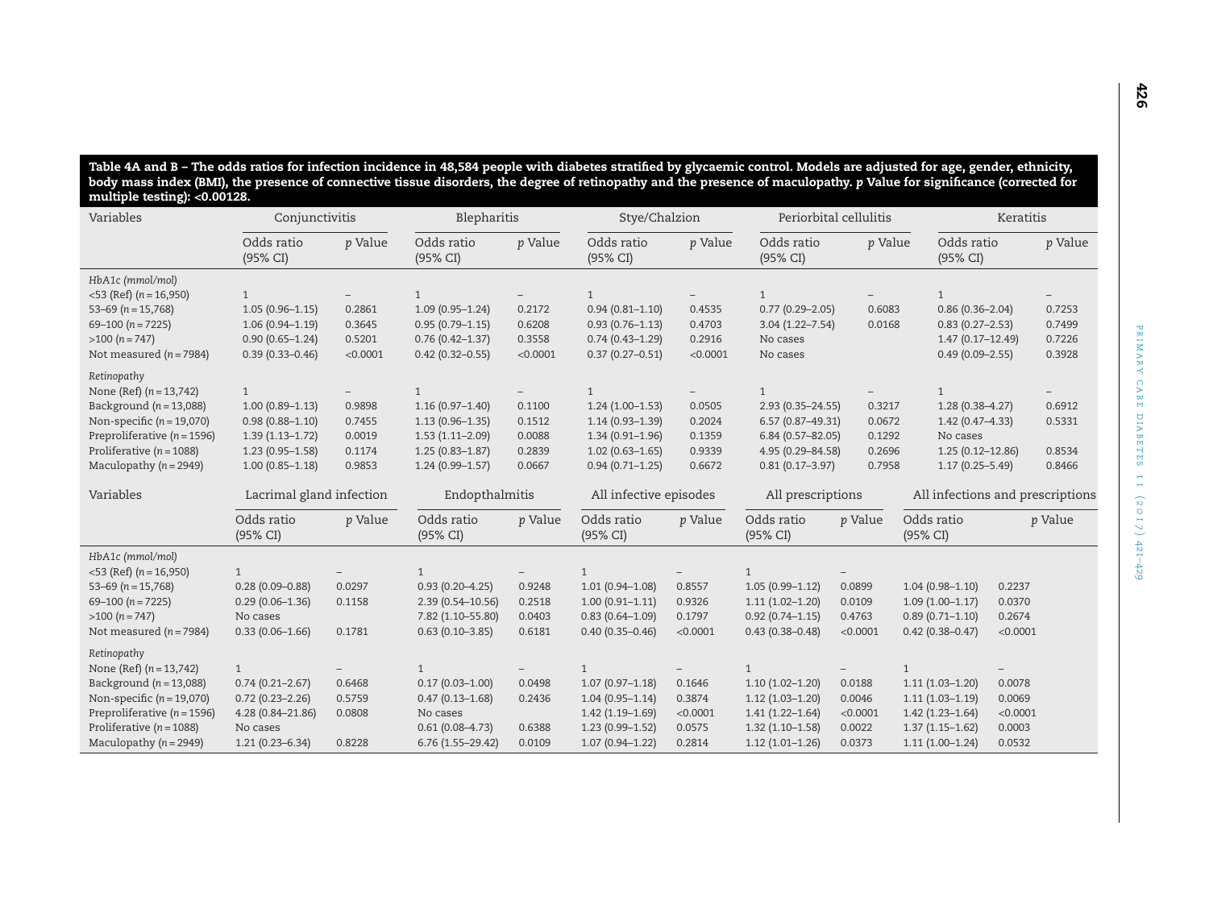**Table 4A and B – The odds ratios for infection incidence in 48,584 people with diabetes stratified by glycaemic control. Models are adjusted for age, gender, ethnicity, body mass index (BMI), the presence of connective tissue disorders, the degree of retinopathy and the presence of maculopathy. *p* Value for significance (corrected for multiple testing): <0.00128.**

| Variables | Conjunctivitis | | Blepharitis | | Stye/Chalzion | | Periorbital cellulitis | | Keratitis | |
|---|---|---|---|---|---|---|---|---|---|---|
| | Odds ratio (95% CI) | *p* Value | Odds ratio (95% CI) | *p* Value | Odds ratio (95% CI) | *p* Value | Odds ratio (95% CI) | *p* Value | Odds ratio (95% CI) | *p* Value |
| *HbA1c (mmol/mol)* | | | | | | | | | | |
| <53 (Ref) (*n* = 16,950) | 1 | – | 1 | – | 1 | – | 1 | – | 1 | – |
| 53–69 (*n* = 15,768) | 1.05 (0.96–1.15) | 0.2861 | 1.09 (0.95–1.24) | 0.2172 | 0.94 (0.81–1.10) | 0.4535 | 0.77 (0.29–2.05) | 0.6083 | 0.86 (0.36–2.04) | 0.7253 |
| 69–100 (*n* = 7225) | 1.06 (0.94–1.19) | 0.3645 | 0.95 (0.79–1.15) | 0.6208 | 0.93 (0.76–1.13) | 0.4703 | 3.04 (1.22–7.54) | 0.0168 | 0.83 (0.27–2.53) | 0.7499 |
| >100 (*n* = 747) | 0.90 (0.65–1.24) | 0.5201 | 0.76 (0.42–1.37) | 0.3558 | 0.74 (0.43–1.29) | 0.2916 | No cases | | 1.47 (0.17–12.49) | 0.7226 |
| Not measured (*n* = 7984) | 0.39 (0.33–0.46) | <0.0001 | 0.42 (0.32–0.55) | <0.0001 | 0.37 (0.27–0.51) | <0.0001 | No cases | | 0.49 (0.09–2.55) | 0.3928 |
| *Retinopathy* | | | | | | | | | | |
| None (Ref) (*n* = 13,742) | 1 | – | 1 | – | 1 | – | 1 | – | 1 | – |
| Background (*n* = 13,088) | 1.00 (0.89–1.13) | 0.9898 | 1.16 (0.97–1.40) | 0.1100 | 1.24 (1.00–1.53) | 0.0505 | 2.93 (0.35–24.55) | 0.3217 | 1.28 (0.38–4.27) | 0.6912 |
| Non-specific (*n* = 19,070) | 0.98 (0.88–1.10) | 0.7455 | 1.13 (0.96–1.35) | 0.1512 | 1.14 (0.93–1.39) | 0.2024 | 6.57 (0.87–49.31) | 0.0672 | 1.42 (0.47–4.33) | 0.5331 |
| Preproliferative (*n* = 1596) | 1.39 (1.13–1.72) | 0.0019 | 1.53 (1.11–2.09) | 0.0088 | 1.34 (0.91–1.96) | 0.1359 | 6.84 (0.57–82.05) | 0.1292 | No cases | |
| Proliferative (*n* = 1088) | 1.23 (0.95–1.58) | 0.1174 | 1.25 (0.83–1.87) | 0.2839 | 1.02 (0.63–1.65) | 0.9339 | 4.95 (0.29–84.58) | 0.2696 | 1.25 (0.12–12.86) | 0.8534 |
| Maculopathy (*n* = 2949) | 1.00 (0.85–1.18) | 0.9853 | 1.24 (0.99–1.57) | 0.0667 | 0.94 (0.71–1.25) | 0.6672 | 0.81 (0.17–3.97) | 0.7958 | 1.17 (0.25–5.49) | 0.8466 |

| Variables | Lacrimal gland infection | | Endopthalmitis | | All infective episodes | | All prescriptions | | All infections and prescriptions | |
|---|---|---|---|---|---|---|---|---|---|---|
| | Odds ratio (95% CI) | *p* Value | Odds ratio (95% CI) | *p* Value | Odds ratio (95% CI) | *p* Value | Odds ratio (95% CI) | *p* Value | Odds ratio (95% CI) | *p* Value |
| *HbA1c (mmol/mol)* | | | | | | | | | | |
| <53 (Ref) (*n* = 16,950) | 1 | – | 1 | – | 1 | – | 1 | – | | |
| 53–69 (*n* = 15,768) | 0.28 (0.09–0.88) | 0.0297 | 0.93 (0.20–4.25) | 0.9248 | 1.01 (0.94–1.08) | 0.8557 | 1.05 (0.99–1.12) | 0.0899 | 1.04 (0.98–1.10) | 0.2237 |
| 69–100 (*n* = 7225) | 0.29 (0.06–1.36) | 0.1158 | 2.39 (0.54–10.56) | 0.2518 | 1.00 (0.91–1.11) | 0.9326 | 1.11 (1.02–1.20) | 0.0109 | 1.09 (1.00–1.17) | 0.0370 |
| >100 (*n* = 747) | No cases | | 7.82 (1.10–55.80) | 0.0403 | 0.83 (0.64–1.09) | 0.1797 | 0.92 (0.74–1.15) | 0.4763 | 0.89 (0.71–1.10) | 0.2674 |
| Not measured (*n* = 7984) | 0.33 (0.06–1.66) | 0.1781 | 0.63 (0.10–3.85) | 0.6181 | 0.40 (0.35–0.46) | <0.0001 | 0.43 (0.38–0.48) | <0.0001 | 0.42 (0.38–0.47) | <0.0001 |
| *Retinopathy* | | | | | | | | | | |
| None (Ref) (*n* = 13,742) | 1 | – | 1 | – | 1 | – | 1 | – | 1 | – |
| Background (*n* = 13,088) | 0.74 (0.21–2.67) | 0.6468 | 0.17 (0.03–1.00) | 0.0498 | 1.07 (0.97–1.18) | 0.1646 | 1.10 (1.02–1.20) | 0.0188 | 1.11 (1.03–1.20) | 0.0078 |
| Non-specific (*n* = 19,070) | 0.72 (0.23–2.26) | 0.5759 | 0.47 (0.13–1.68) | 0.2436 | 1.04 (0.95–1.14) | 0.3874 | 1.12 (1.03–1.20) | 0.0046 | 1.11 (1.03–1.19) | 0.0069 |
| Preproliferative (*n* = 1596) | 4.28 (0.84–21.86) | 0.0808 | No cases | | 1.42 (1.19–1.69) | <0.0001 | 1.41 (1.22–1.64) | <0.0001 | 1.42 (1.23–1.64) | <0.0001 |
| Proliferative (*n* = 1088) | No cases | | 0.61 (0.08–4.73) | 0.6388 | 1.23 (0.99–1.52) | 0.0575 | 1.32 (1.10–1.58) | 0.0022 | 1.37 (1.15–1.62) | 0.0003 |
| Maculopathy (*n* = 2949) | 1.21 (0.23–6.34) | 0.8228 | 6.76 (1.55–29.42) | 0.0109 | 1.07 (0.94–1.22) | 0.2814 | 1.12 (1.01–1.26) | 0.0373 | 1.11 (1.00–1.24) | 0.0532 |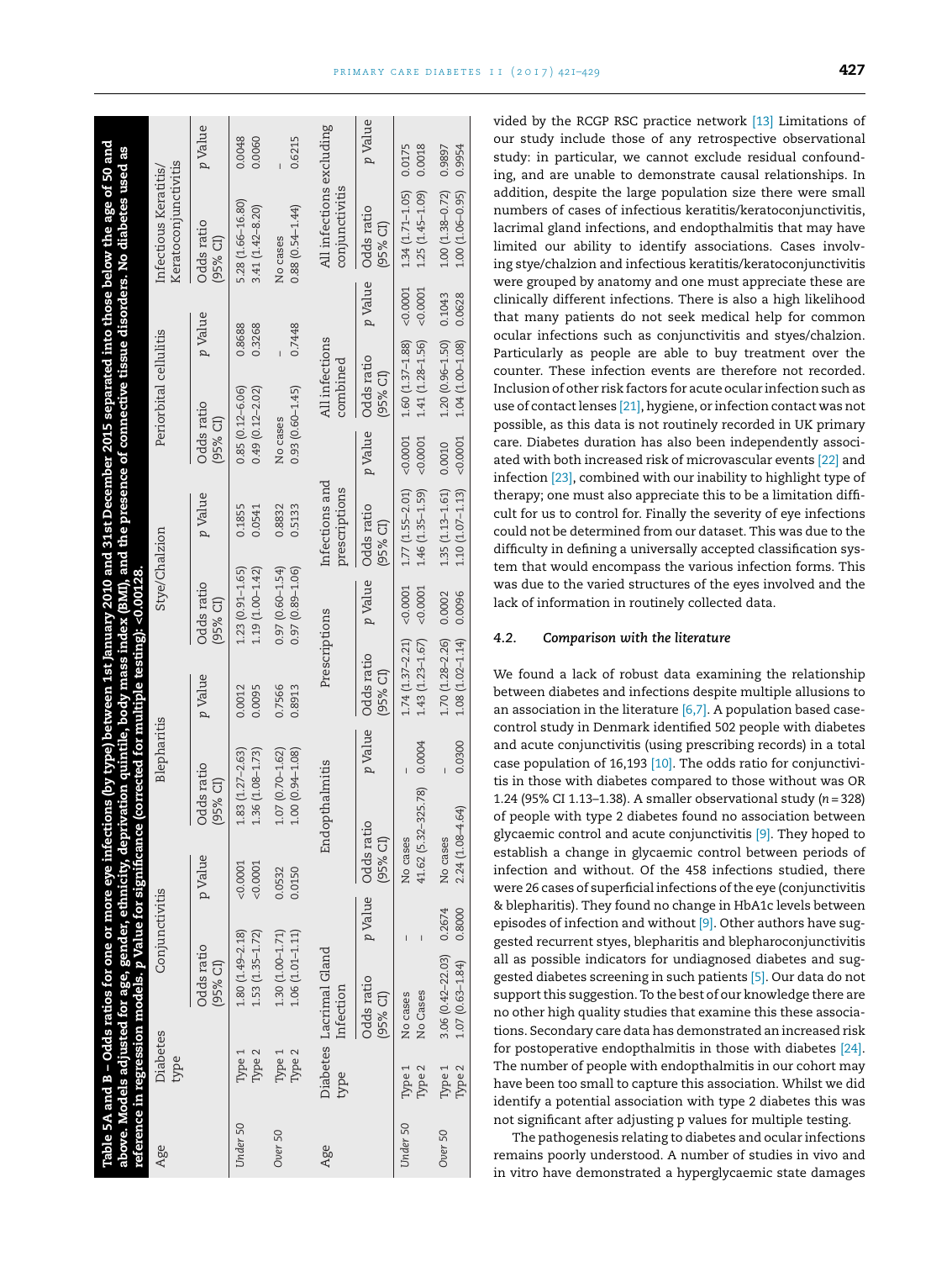**Table 5A and B – Odds ratios for one or more eye infections (by type) between 1st January 2010 and 31st December 2015 separated into those below the age of 50 and above. Models adjusted for age, gender, ethnicity, deprivation quintile, body mass index (BMI), and the presence of connective tissue disorders. No diabetes used as reference in regression models. p Value for significance (corrected for multiple testing): <0.00128.**

| Age | Diabetes type | Conjunctivitis | | Blepharitis | | Stye/Chalzion | | Periorbital cellulitis | | Infectious Keratitis/ Keratoconjunctivitis | |
|---|---|---|---|---|---|---|---|---|---|---|---|
| | | Odds ratio (95% CI) | p Value | Odds ratio (95% CI) | p Value | Odds ratio (95% CI) | p Value | Odds ratio (95% CI) | p Value | Odds ratio (95% CI) | p Value |
| Under 50 | Type 1 | 1.80 (1.49–2.18) | <0.0001 | 1.83 (1.27–2.63) | 0.0012 | 1.23 (0.91–1.65) | 0.1855 | 0.85 (0.12–6.06) | 0.8688 | 5.28 (1.66–16.80) | 0.0048 |
| | Type 2 | 1.53 (1.35–1.72) | <0.0001 | 1.36 (1.08–1.73) | 0.0095 | 1.19 (1.00–1.42) | 0.0541 | 0.49 (0.12–2.02) | 0.3268 | 3.41 (1.42–8.20) | 0.0060 |
| Over 50 | Type 1 | 1.30 (1.00–1.71) | 0.0532 | 1.07 (0.70–1.62) | 0.7566 | 0.97 (0.60–1.54) | 0.8832 | No cases | – | No cases | – |
| | Type 2 | 1.06 (1.01–1.11) | 0.0150 | 1.00 (0.94–1.08) | 0.8913 | 0.97 (0.89–1.06) | 0.5133 | 0.93 (0.60–1.45) | 0.7448 | 0.88 (0.54–1.44) | 0.6215 |

| Age | Diabetes type | Lacrimal Gland Infection | | Endopthalmitis | | Prescriptions | | Infections and prescriptions | | All infections combined | | All infections excluding conjunctivitis | |
|---|---|---|---|---|---|---|---|---|---|---|---|---|---|
| | | Odds ratio (95% CI) | p Value | Odds ratio (95% CI) | p Value | Odds ratio (95% CI) | p Value | Odds ratio (95% CI) | p Value | Odds ratio (95% CI) | p Value | Odds ratio (95% CI) | p Value |
| Under 50 | Type 1 | No cases | – | No cases | – | 1.74 (1.37–2.21) | <0.0001 | 1.77 (1.55–2.01) | <0.0001 | 1.60 (1.37–1.88) | <0.0001 | 1.34 (1.71–1.05) | 0.0175 |
| | Type 2 | No Cases | – | 41.62 (5.32–325.78) | 0.0004 | 1.43 (1.23–1.67) | <0.0001 | 1.46 (1.35–1.59) | <0.0001 | 1.41 (1.28–1.56) | <0.0001 | 1.25 (1.45–1.09) | 0.0018 |
| Over 50 | Type 1 | 3.06 (0.42–22.03) | 0.2674 | No cases | – | 1.70 (1.28–2.26) | 0.0002 | 1.35 (1.13–1.61) | 0.0010 | 1.20 (0.96–1.50) | 0.1043 | 1.00 (1.38–0.72) | 0.9897 |
| | Type 2 | 1.07 (0.63–1.84) | 0.8000 | 2.24 (1.08–4.64) | 0.0300 | 1.08 (1.02–1.14) | 0.0096 | 1.10 (1.07–1.13) | <0.0001 | 1.04 (1.00–1.08) | 0.0628 | 1.00 (1.06–0.95) | 0.9954 |

vided by the RCGP RSC practice network [13] Limitations of our study include those of any retrospective observational study: in particular, we cannot exclude residual confounding, and are unable to demonstrate causal relationships. In addition, despite the large population size there were small numbers of cases of infectious keratitis/keratoconjunctivitis, lacrimal gland infections, and endopthalmitis that may have limited our ability to identify associations. Cases involving stye/chalzion and infectious keratitis/keratoconjunctivitis were grouped by anatomy and one must appreciate these are clinically different infections. There is also a high likelihood that many patients do not seek medical help for common ocular infections such as conjunctivitis and styes/chalzion. Particularly as people are able to buy treatment over the counter. These infection events are therefore not recorded. Inclusion of other risk factors for acute ocular infection such as use of contact lenses [21], hygiene, or infection contact was not possible, as this data is not routinely recorded in UK primary care. Diabetes duration has also been independently associated with both increased risk of microvascular events [22] and infection [23], combined with our inability to highlight type of therapy; one must also appreciate this to be a limitation difficult for us to control for. Finally the severity of eye infections could not be determined from our dataset. This was due to the difficulty in defining a universally accepted classification system that would encompass the various infection forms. This was due to the varied structures of the eyes involved and the lack of information in routinely collected data.

### 4.2. *Comparison with the literature*

We found a lack of robust data examining the relationship between diabetes and infections despite multiple allusions to an association in the literature [6,7]. A population based case-control study in Denmark identified 502 people with diabetes and acute conjunctivitis (using prescribing records) in a total case population of 16,193 [10]. The odds ratio for conjunctivitis in those with diabetes compared to those without was OR 1.24 (95% CI 1.13–1.38). A smaller observational study ($n = 328$) of people with type 2 diabetes found no association between glycaemic control and acute conjunctivitis [9]. They hoped to establish a change in glycaemic control between periods of infection and without. Of the 458 infections studied, there were 26 cases of superficial infections of the eye (conjunctivitis & blepharitis). They found no change in HbA1c levels between episodes of infection and without [9]. Other authors have suggested recurrent styes, blepharitis and blepharoconjunctivitis all as possible indicators for undiagnosed diabetes and suggested diabetes screening in such patients [5]. Our data do not support this suggestion. To the best of our knowledge there are no other high quality studies that examine this these associations. Secondary care data has demonstrated an increased risk for postoperative endopthalmitis in those with diabetes [24]. The number of people with endopthalmitis in our cohort may have been too small to capture this association. Whilst we did identify a potential association with type 2 diabetes this was not significant after adjusting p values for multiple testing.

The pathogenesis relating to diabetes and ocular infections remains poorly understood. A number of studies in vivo and in vitro have demonstrated a hyperglycaemic state damages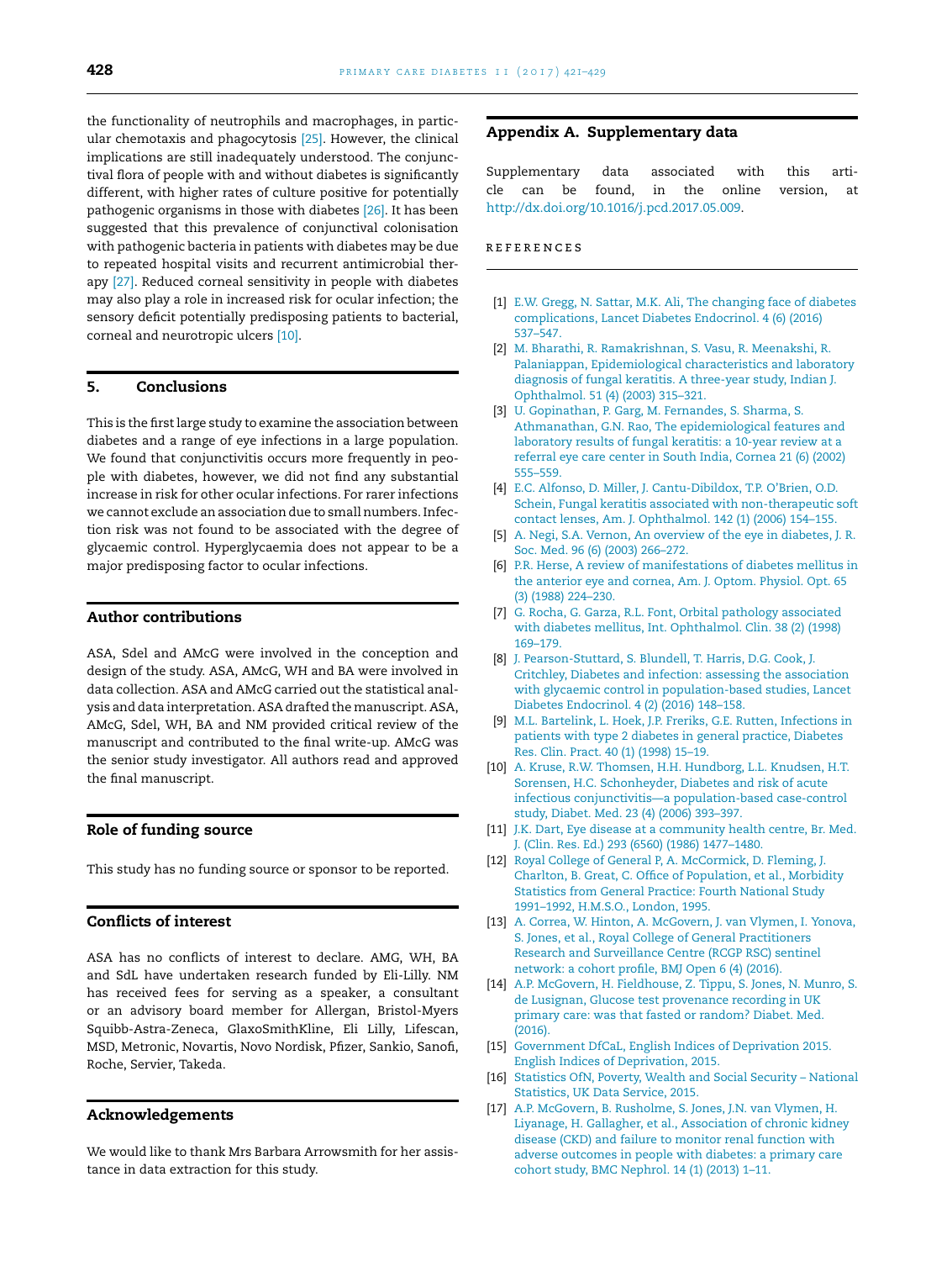the functionality of neutrophils and macrophages, in particular chemotaxis and phagocytosis [25]. However, the clinical implications are still inadequately understood. The conjunctival flora of people with and without diabetes is significantly different, with higher rates of culture positive for potentially pathogenic organisms in those with diabetes [26]. It has been suggested that this prevalence of conjunctival colonisation with pathogenic bacteria in patients with diabetes may be due to repeated hospital visits and recurrent antimicrobial therapy [27]. Reduced corneal sensitivity in people with diabetes may also play a role in increased risk for ocular infection; the sensory deficit potentially predisposing patients to bacterial, corneal and neurotropic ulcers [10].

## 5. Conclusions

This is the first large study to examine the association between diabetes and a range of eye infections in a large population. We found that conjunctivitis occurs more frequently in people with diabetes, however, we did not find any substantial increase in risk for other ocular infections. For rarer infections we cannot exclude an association due to small numbers. Infection risk was not found to be associated with the degree of glycaemic control. Hyperglycaemia does not appear to be a major predisposing factor to ocular infections.

## Author contributions

ASA, Sdel and AMcG were involved in the conception and design of the study. ASA, AMcG, WH and BA were involved in data collection. ASA and AMcG carried out the statistical analysis and data interpretation. ASA drafted the manuscript. ASA, AMcG, Sdel, WH, BA and NM provided critical review of the manuscript and contributed to the final write-up. AMcG was the senior study investigator. All authors read and approved the final manuscript.

## Role of funding source

This study has no funding source or sponsor to be reported.

## Conflicts of interest

ASA has no conflicts of interest to declare. AMG, WH, BA and SdL have undertaken research funded by Eli-Lilly. NM has received fees for serving as a speaker, a consultant or an advisory board member for Allergan, Bristol-Myers Squibb-Astra-Zeneca, GlaxoSmithKline, Eli Lilly, Lifescan, MSD, Metronic, Novartis, Novo Nordisk, Pfizer, Sankio, Sanofi, Roche, Servier, Takeda.

## Acknowledgements

We would like to thank Mrs Barbara Arrowsmith for her assistance in data extraction for this study.

## Appendix A. Supplementary data

Supplementary data associated with this article can be found, in the online version, at http://dx.doi.org/10.1016/j.pcd.2017.05.009.

## REFERENCES

[1] E.W. Gregg, N. Sattar, M.K. Ali, The changing face of diabetes complications, Lancet Diabetes Endocrinol. 4 (6) (2016) 537–547.

[2] M. Bharathi, R. Ramakrishnan, S. Vasu, R. Meenakshi, R. Palaniappan, Epidemiological characteristics and laboratory diagnosis of fungal keratitis. A three-year study, Indian J. Ophthalmol. 51 (4) (2003) 315–321.

[3] U. Gopinathan, P. Garg, M. Fernandes, S. Sharma, S. Athmanathan, G.N. Rao, The epidemiological features and laboratory results of fungal keratitis: a 10-year review at a referral eye care center in South India, Cornea 21 (6) (2002) 555–559.

[4] E.C. Alfonso, D. Miller, J. Cantu-Dibildox, T.P. O'Brien, O.D. Schein, Fungal keratitis associated with non-therapeutic soft contact lenses, Am. J. Ophthalmol. 142 (1) (2006) 154–155.

[5] A. Negi, S.A. Vernon, An overview of the eye in diabetes, J. R. Soc. Med. 96 (6) (2003) 266–272.

[6] P.R. Herse, A review of manifestations of diabetes mellitus in the anterior eye and cornea, Am. J. Optom. Physiol. Opt. 65 (3) (1988) 224–230.

[7] G. Rocha, G. Garza, R.L. Font, Orbital pathology associated with diabetes mellitus, Int. Ophthalmol. Clin. 38 (2) (1998) 169–179.

[8] J. Pearson-Stuttard, S. Blundell, T. Harris, D.G. Cook, J. Critchley, Diabetes and infection: assessing the association with glycaemic control in population-based studies, Lancet Diabetes Endocrinol. 4 (2) (2016) 148–158.

[9] M.L. Bartelink, L. Hoek, J.P. Freriks, G.E. Rutten, Infections in patients with type 2 diabetes in general practice, Diabetes Res. Clin. Pract. 40 (1) (1998) 15–19.

[10] A. Kruse, R.W. Thomsen, H.H. Hundborg, L.L. Knudsen, H.T. Sorensen, H.C. Schonheyder, Diabetes and risk of acute infectious conjunctivitis—a population-based case-control study, Diabet. Med. 23 (4) (2006) 393–397.

[11] J.K. Dart, Eye disease at a community health centre, Br. Med. J. (Clin. Res. Ed.) 293 (6560) (1986) 1477–1480.

[12] Royal College of General P, A. McCormick, D. Fleming, J. Charlton, B. Great, C. Office of Population, et al., Morbidity Statistics from General Practice: Fourth National Study 1991–1992, H.M.S.O., London, 1995.

[13] A. Correa, W. Hinton, A. McGovern, J. van Vlymen, I. Yonova, S. Jones, et al., Royal College of General Practitioners Research and Surveillance Centre (RCGP RSC) sentinel network: a cohort profile, BMJ Open 6 (4) (2016).

[14] A.P. McGovern, H. Fieldhouse, Z. Tippu, S. Jones, N. Munro, S. de Lusignan, Glucose test provenance recording in UK primary care: was that fasted or random? Diabet. Med. (2016).

[15] Government DfCaL, English Indices of Deprivation 2015. English Indices of Deprivation, 2015.

[16] Statistics OfN, Poverty, Wealth and Social Security – National Statistics, UK Data Service, 2015.

[17] A.P. McGovern, B. Rusholme, S. Jones, J.N. van Vlymen, H. Liyanage, H. Gallagher, et al., Association of chronic kidney disease (CKD) and failure to monitor renal function with adverse outcomes in people with diabetes: a primary care cohort study, BMC Nephrol. 14 (1) (2013) 1–11.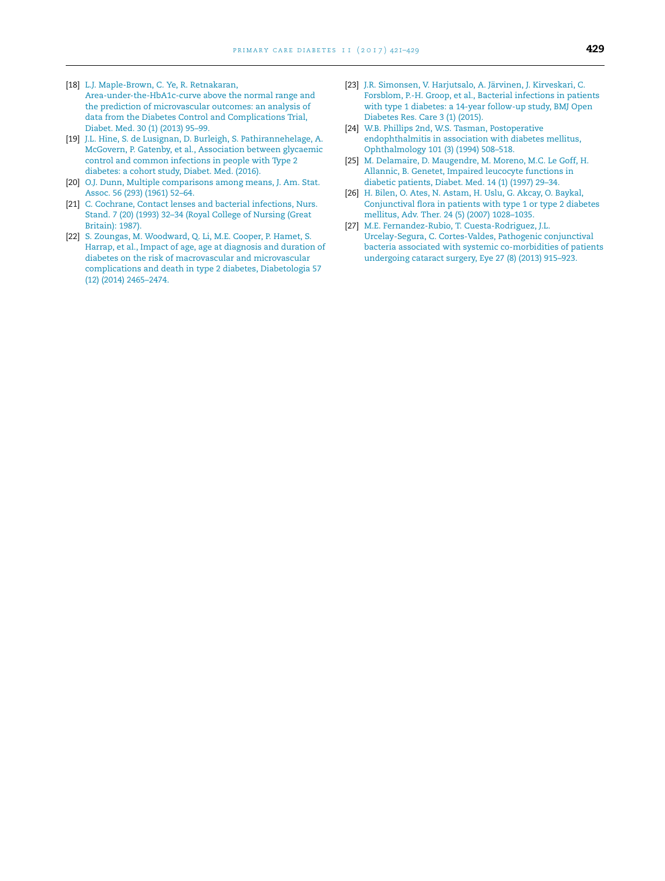[18] L.J. Maple-Brown, C. Ye, R. Retnakaran, Area-under-the-HbA1c-curve above the normal range and the prediction of microvascular outcomes: an analysis of data from the Diabetes Control and Complications Trial, Diabet. Med. 30 (1) (2013) 95–99.

[19] J.L. Hine, S. de Lusignan, D. Burleigh, S. Pathirannehelage, A. McGovern, P. Gatenby, et al., Association between glycaemic control and common infections in people with Type 2 diabetes: a cohort study, Diabet. Med. (2016).

[20] O.J. Dunn, Multiple comparisons among means, J. Am. Stat. Assoc. 56 (293) (1961) 52–64.

[21] C. Cochrane, Contact lenses and bacterial infections, Nurs. Stand. 7 (20) (1993) 32–34 (Royal College of Nursing (Great Britain): 1987).

[22] S. Zoungas, M. Woodward, Q. Li, M.E. Cooper, P. Hamet, S. Harrap, et al., Impact of age, age at diagnosis and duration of diabetes on the risk of macrovascular and microvascular complications and death in type 2 diabetes, Diabetologia 57 (12) (2014) 2465–2474.

[23] J.R. Simonsen, V. Harjutsalo, A. Järvinen, J. Kirveskari, C. Forsblom, P.-H. Groop, et al., Bacterial infections in patients with type 1 diabetes: a 14-year follow-up study, BMJ Open Diabetes Res. Care 3 (1) (2015).

[24] W.B. Phillips 2nd, W.S. Tasman, Postoperative endophthalmitis in association with diabetes mellitus, Ophthalmology 101 (3) (1994) 508–518.

[25] M. Delamaire, D. Maugendre, M. Moreno, M.C. Le Goff, H. Allannic, B. Genetet, Impaired leucocyte functions in diabetic patients, Diabet. Med. 14 (1) (1997) 29–34.

[26] H. Bilen, O. Ates, N. Astam, H. Uslu, G. Akcay, O. Baykal, Conjunctival flora in patients with type 1 or type 2 diabetes mellitus, Adv. Ther. 24 (5) (2007) 1028–1035.

[27] M.E. Fernandez-Rubio, T. Cuesta-Rodriguez, J.L. Urcelay-Segura, C. Cortes-Valdes, Pathogenic conjunctival bacteria associated with systemic co-morbidities of patients undergoing cataract surgery, Eye 27 (8) (2013) 915–923.